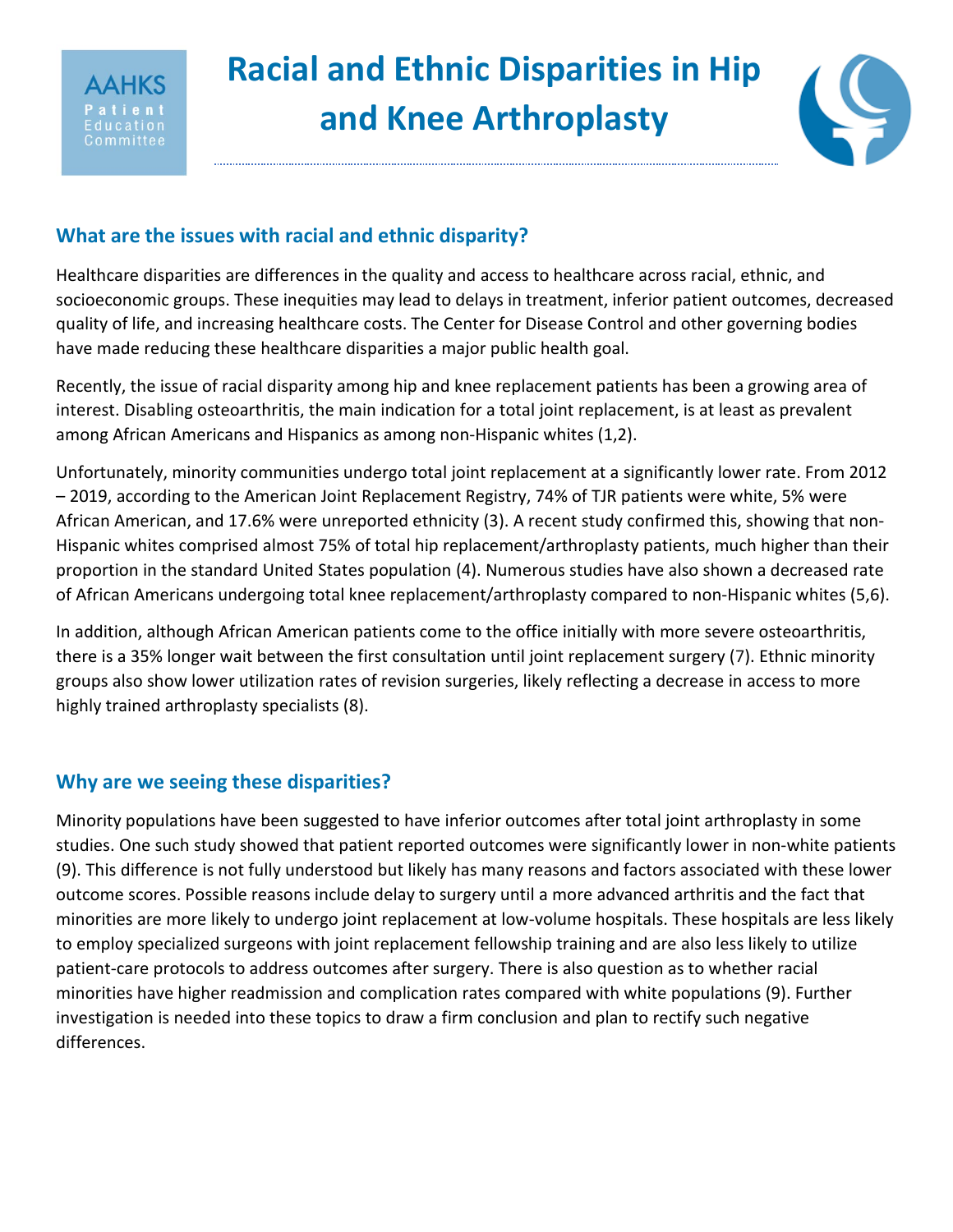AAHKS Patient Education Committee

# Racial and Ethnic Disparities in Hip and Knee Arthroplasty

## What are the issues with racial and ethnic disparity?

Healthcare disparities are differences in the quality and access to healthcare across racial, ethnic, and socioeconomic groups. These inequities may lead to delays in treatment, inferior patient outcomes, decreased quality of life, and increasing healthcare costs. The Center for Disease Control and other governing bodies have made reducing these healthcare disparities a major public health goal.

Recently, the issue of racial disparity among hip and knee replacement patients has been a growing area of interest. Disabling osteoarthritis, the main indication for a total joint replacement, is at least as prevalent among African Americans and Hispanics as among non-Hispanic whites (1,2).

Unfortunately, minority communities undergo total joint replacement at a significantly lower rate. From 2012 – 2019, according to the American Joint Replacement Registry, 74% of TJR patients were white, 5% were African American, and 17.6% were unreported ethnicity (3). A recent study confirmed this, showing that non-Hispanic whites comprised almost 75% of total hip replacement/arthroplasty patients, much higher than their proportion in the standard United States population (4). Numerous studies have also shown a decreased rate of African Americans undergoing total knee replacement/arthroplasty compared to non-Hispanic whites (5,6).

In addition, although African American patients come to the office initially with more severe osteoarthritis, there is a 35% longer wait between the first consultation until joint replacement surgery (7). Ethnic minority groups also show lower utilization rates of revision surgeries, likely reflecting a decrease in access to more highly trained arthroplasty specialists (8).

## Why are we seeing these disparities?

Minority populations have been suggested to have inferior outcomes after total joint arthroplasty in some studies. One such study showed that patient reported outcomes were significantly lower in non-white patients (9). This difference is not fully understood but likely has many reasons and factors associated with these lower outcome scores. Possible reasons include delay to surgery until a more advanced arthritis and the fact that minorities are more likely to undergo joint replacement at low-volume hospitals. These hospitals are less likely to employ specialized surgeons with joint replacement fellowship training and are also less likely to utilize patient-care protocols to address outcomes after surgery. There is also question as to whether racial minorities have higher readmission and complication rates compared with white populations (9). Further investigation is needed into these topics to draw a firm conclusion and plan to rectify such negative differences.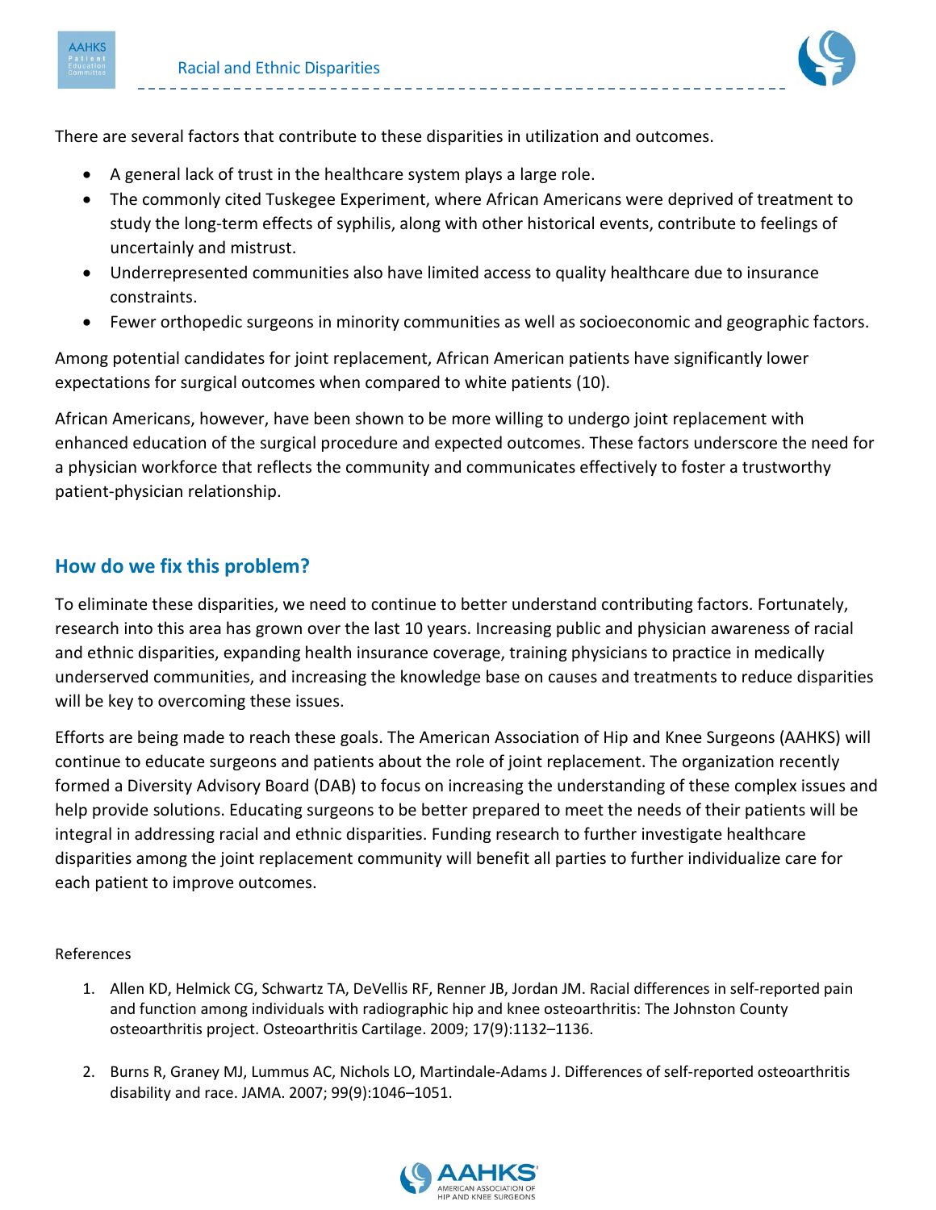There are several factors that contribute to these disparities in utilization and outcomes.

- A general lack of trust in the healthcare system plays a large role.
- The commonly cited Tuskegee Experiment, where African Americans were deprived of treatment to study the long-term effects of syphilis, along with other historical events, contribute to feelings of uncertainly and mistrust.
- Underrepresented communities also have limited access to quality healthcare due to insurance constraints.
- Fewer orthopedic surgeons in minority communities as well as socioeconomic and geographic factors.

Among potential candidates for joint replacement, African American patients have significantly lower expectations for surgical outcomes when compared to white patients (10).

African Americans, however, have been shown to be more willing to undergo joint replacement with enhanced education of the surgical procedure and expected outcomes. These factors underscore the need for a physician workforce that reflects the community and communicates effectively to foster a trustworthy patient-physician relationship.

## How do we fix this problem?

To eliminate these disparities, we need to continue to better understand contributing factors. Fortunately, research into this area has grown over the last 10 years. Increasing public and physician awareness of racial and ethnic disparities, expanding health insurance coverage, training physicians to practice in medically underserved communities, and increasing the knowledge base on causes and treatments to reduce disparities will be key to overcoming these issues.

Efforts are being made to reach these goals. The American Association of Hip and Knee Surgeons (AAHKS) will continue to educate surgeons and patients about the role of joint replacement. The organization recently formed a Diversity Advisory Board (DAB) to focus on increasing the understanding of these complex issues and help provide solutions. Educating surgeons to be better prepared to meet the needs of their patients will be integral in addressing racial and ethnic disparities. Funding research to further investigate healthcare disparities among the joint replacement community will benefit all parties to further individualize care for each patient to improve outcomes.

References

1. Allen KD, Helmick CG, Schwartz TA, DeVellis RF, Renner JB, Jordan JM. Racial differences in self-reported pain and function among individuals with radiographic hip and knee osteoarthritis: The Johnston County osteoarthritis project. Osteoarthritis Cartilage. 2009; 17(9):1132–1136.

2. Burns R, Graney MJ, Lummus AC, Nichols LO, Martindale-Adams J. Differences of self-reported osteoarthritis disability and race. JAMA. 2007; 99(9):1046–1051.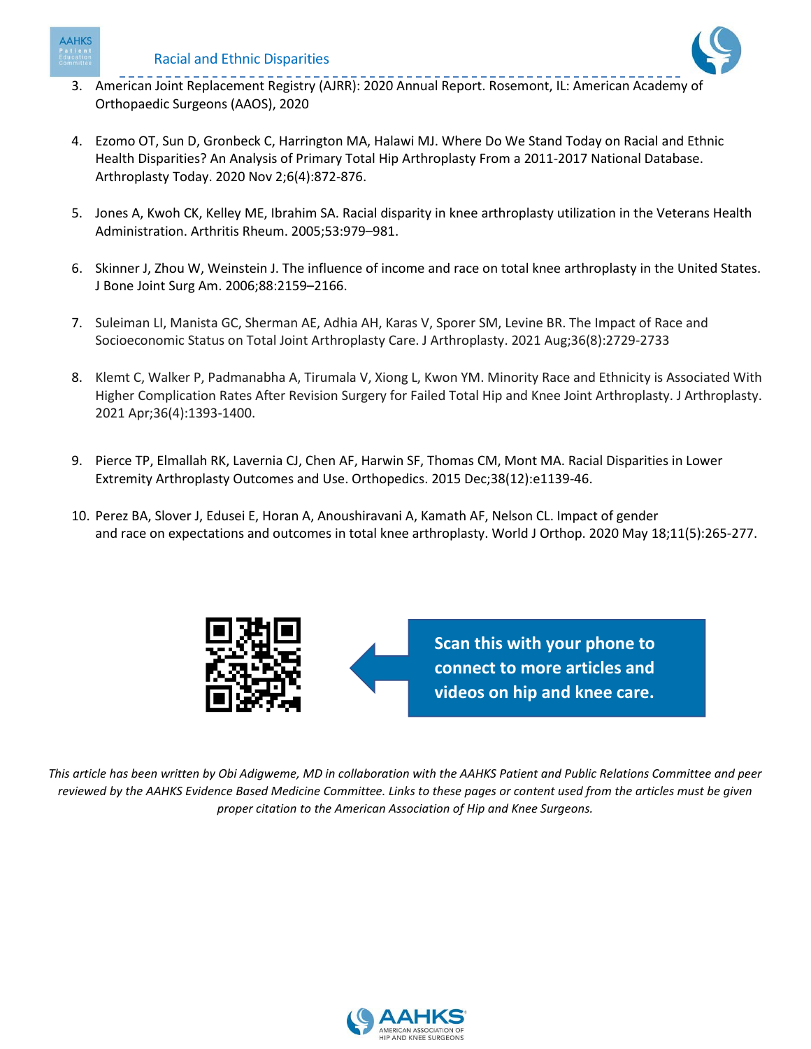3. American Joint Replacement Registry (AJRR): 2020 Annual Report. Rosemont, IL: American Academy of Orthopaedic Surgeons (AAOS), 2020

4. Ezomo OT, Sun D, Gronbeck C, Harrington MA, Halawi MJ. Where Do We Stand Today on Racial and Ethnic Health Disparities? An Analysis of Primary Total Hip Arthroplasty From a 2011-2017 National Database. Arthroplasty Today. 2020 Nov 2;6(4):872-876.

5. Jones A, Kwoh CK, Kelley ME, Ibrahim SA. Racial disparity in knee arthroplasty utilization in the Veterans Health Administration. Arthritis Rheum. 2005;53:979–981.

6. Skinner J, Zhou W, Weinstein J. The influence of income and race on total knee arthroplasty in the United States. J Bone Joint Surg Am. 2006;88:2159–2166.

7. Suleiman LI, Manista GC, Sherman AE, Adhia AH, Karas V, Sporer SM, Levine BR. The Impact of Race and Socioeconomic Status on Total Joint Arthroplasty Care. J Arthroplasty. 2021 Aug;36(8):2729-2733

8. Klemt C, Walker P, Padmanabha A, Tirumala V, Xiong L, Kwon YM. Minority Race and Ethnicity is Associated With Higher Complication Rates After Revision Surgery for Failed Total Hip and Knee Joint Arthroplasty. J Arthroplasty. 2021 Apr;36(4):1393-1400.

9. Pierce TP, Elmallah RK, Lavernia CJ, Chen AF, Harwin SF, Thomas CM, Mont MA. Racial Disparities in Lower Extremity Arthroplasty Outcomes and Use. Orthopedics. 2015 Dec;38(12):e1139-46.

10. Perez BA, Slover J, Edusei E, Horan A, Anoushiravani A, Kamath AF, Nelson CL. Impact of gender and race on expectations and outcomes in total knee arthroplasty. World J Orthop. 2020 May 18;11(5):265-277.

**Scan this with your phone to connect to more articles and videos on hip and knee care.**

*This article has been written by Obi Adigweme, MD in collaboration with the AAHKS Patient and Public Relations Committee and peer reviewed by the AAHKS Evidence Based Medicine Committee. Links to these pages or content used from the articles must be given proper citation to the American Association of Hip and Knee Surgeons.*